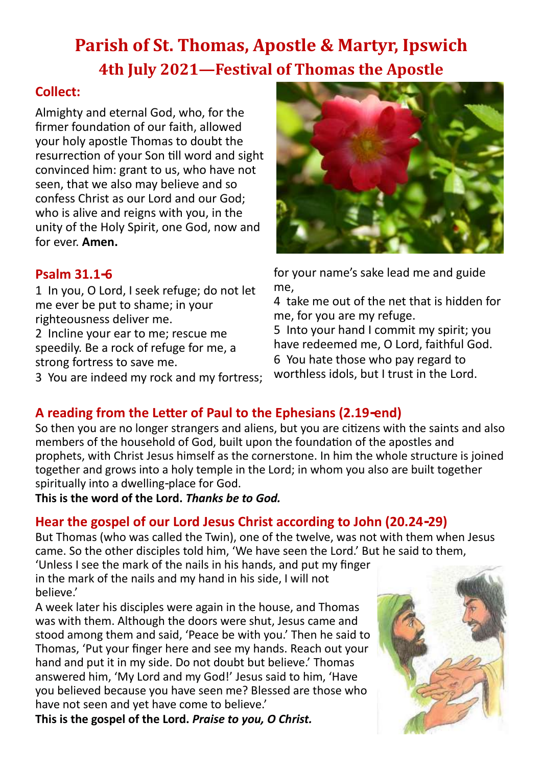# Parish of St. Thomas, Apostle & Martyr, Ipswich

## 4th July 2021—Festival of Thomas the Apostle

### Collect:

Almighty and eternal God, who, for the firmer foundation of our faith, allowed your holy apostle Thomas to doubt the resurrection of your Son till word and sight convinced him: grant to us, who have not seen, that we also may believe and so confess Christ as our Lord and our God; who is alive and reigns with you, in the unity of the Holy Spirit, one God, now and for ever. **Amen.**

### Psalm 31.1-6

1 In you, O Lord, I seek refuge; do not let me ever be put to shame; in your righteousness deliver me.
2 Incline your ear to me; rescue me speedily. Be a rock of refuge for me, a strong fortress to save me.
3 You are indeed my rock and my fortress; for your name's sake lead me and guide me,
4 take me out of the net that is hidden for me, for you are my refuge.
5 Into your hand I commit my spirit; you have redeemed me, O Lord, faithful God.
6 You hate those who pay regard to worthless idols, but I trust in the Lord.

### A reading from the Letter of Paul to the Ephesians (2.19-end)

So then you are no longer strangers and aliens, but you are citizens with the saints and also members of the household of God, built upon the foundation of the apostles and prophets, with Christ Jesus himself as the cornerstone. In him the whole structure is joined together and grows into a holy temple in the Lord; in whom you also are built together spiritually into a dwelling-place for God.

**This is the word of the Lord.** ***Thanks be to God.***

### Hear the gospel of our Lord Jesus Christ according to John (20.24-29)

But Thomas (who was called the Twin), one of the twelve, was not with them when Jesus came. So the other disciples told him, 'We have seen the Lord.' But he said to them, 'Unless I see the mark of the nails in his hands, and put my finger in the mark of the nails and my hand in his side, I will not believe.'

A week later his disciples were again in the house, and Thomas was with them. Although the doors were shut, Jesus came and stood among them and said, 'Peace be with you.' Then he said to Thomas, 'Put your finger here and see my hands. Reach out your hand and put it in my side. Do not doubt but believe.' Thomas answered him, 'My Lord and my God!' Jesus said to him, 'Have you believed because you have seen me? Blessed are those who have not seen and yet have come to believe.'

**This is the gospel of the Lord.** ***Praise to you, O Christ.***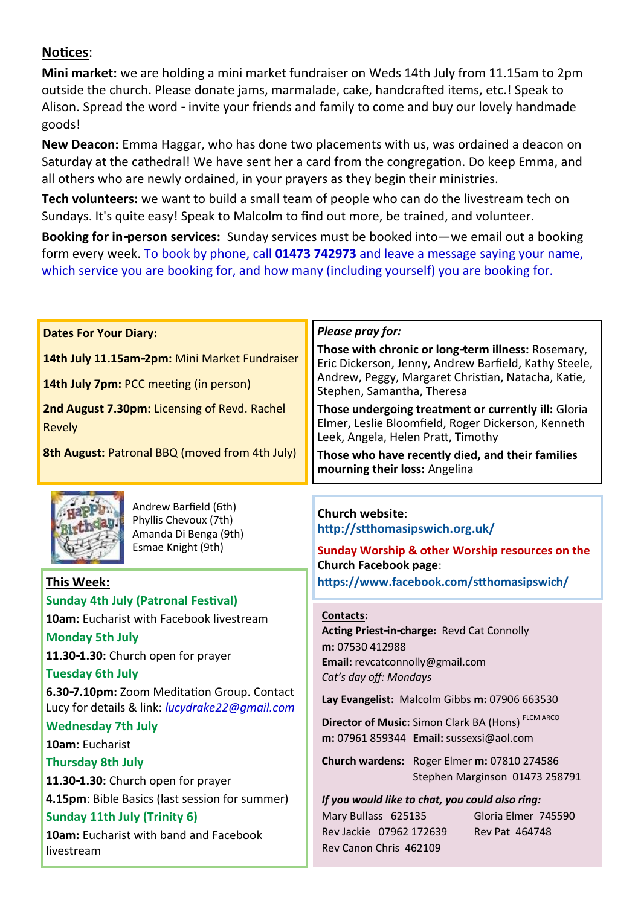## Notices:

**Mini market:** we are holding a mini market fundraiser on Weds 14th July from 11.15am to 2pm outside the church. Please donate jams, marmalade, cake, handcrafted items, etc.! Speak to Alison. Spread the word - invite your friends and family to come and buy our lovely handmade goods!

**New Deacon:** Emma Haggar, who has done two placements with us, was ordained a deacon on Saturday at the cathedral! We have sent her a card from the congregation. Do keep Emma, and all others who are newly ordained, in your prayers as they begin their ministries.

**Tech volunteers:** we want to build a small team of people who can do the livestream tech on Sundays. It's quite easy! Speak to Malcolm to find out more, be trained, and volunteer.

**Booking for in-person services:** Sunday services must be booked into—we email out a booking form every week. To book by phone, call **01473 742973** and leave a message saying your name, which service you are booking for, and how many (including yourself) you are booking for.

### Dates For Your Diary:

**14th July 11.15am-2pm:** Mini Market Fundraiser

**14th July 7pm:** PCC meeting (in person)

**2nd August 7.30pm:** Licensing of Revd. Rachel Revely

**8th August:** Patronal BBQ (moved from 4th July)

### *Please pray for:*

**Those with chronic or long-term illness:** Rosemary, Eric Dickerson, Jenny, Andrew Barfield, Kathy Steele, Andrew, Peggy, Margaret Christian, Natacha, Katie, Stephen, Samantha, Theresa

**Those undergoing treatment or currently ill:** Gloria Elmer, Leslie Bloomfield, Roger Dickerson, Kenneth Leek, Angela, Helen Pratt, Timothy

**Those who have recently died, and their families mourning their loss:** Angelina

Andrew Barfield (6th)
Phyllis Chevoux (7th)
Amanda Di Benga (9th)
Esmae Knight (9th)

### This Week:

**Sunday 4th July (Patronal Festival)**

**10am:** Eucharist with Facebook livestream

**Monday 5th July**

**11.30-1.30:** Church open for prayer

**Tuesday 6th July**

**6.30-7.10pm:** Zoom Meditation Group. Contact Lucy for details & link: *lucydrake22@gmail.com*

**Wednesday 7th July**

**10am:** Eucharist

**Thursday 8th July**

**11.30-1.30:** Church open for prayer

**4.15pm**: Bible Basics (last session for summer)

**Sunday 11th July (Trinity 6)**

**10am:** Eucharist with band and Facebook livestream

**Church website**:
**http://stthomasipswich.org.uk/**

**Sunday Worship & other Worship resources on the Church Facebook page**:
**https://www.facebook.com/stthomasipswich/**

### Contacts:

**Acting Priest-in-charge:** Revd Cat Connolly
**m:** 07530 412988
**Email:** revcatconnolly@gmail.com
*Cat's day off: Mondays*

**Lay Evangelist:** Malcolm Gibbs **m:** 07906 663530

**Director of Music:** Simon Clark BA (Hons) FLCM ARCO
**m:** 07961 859344 **Email:** sussexsi@aol.com

**Church wardens:** Roger Elmer **m:** 07810 274586
Stephen Marginson 01473 258791

***If you would like to chat, you could also ring:***

Mary Bullass 625135
Rev Jackie 07962 172639
Rev Canon Chris 462109
Gloria Elmer 745590
Rev Pat 464748